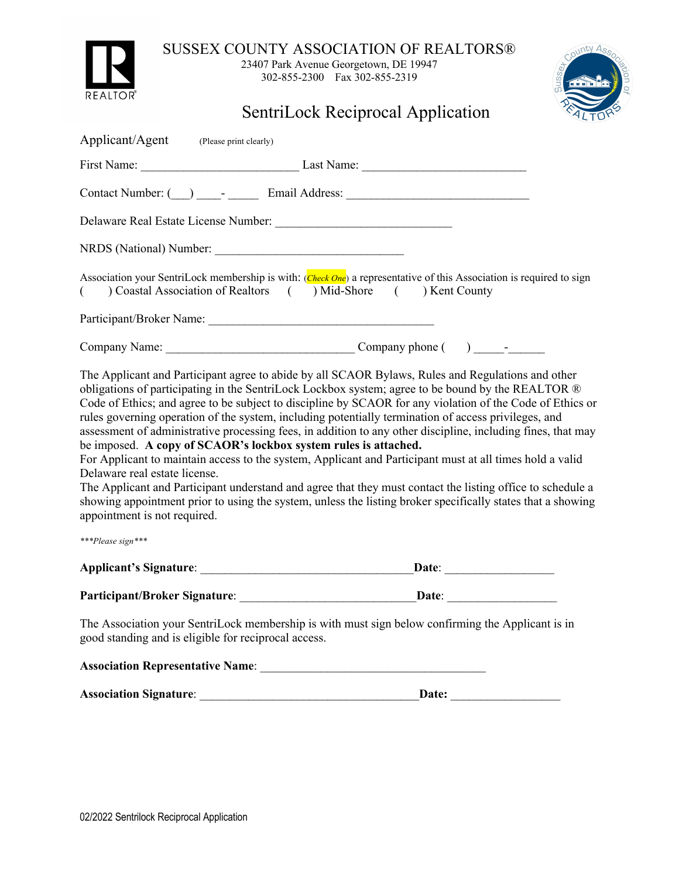# SUSSEX COUNTY ASSOCIATION OF REALTORS®

23407 Park Avenue Georgetown, DE 19947
302-855-2300 Fax 302-855-2319

## SentriLock Reciprocal Application

Applicant/Agent (Please print clearly)

First Name: _________________________ Last Name: __________________________

Contact Number: (___) ____- _____ Email Address: _____________________________

Delaware Real Estate License Number: ____________________________

NRDS (National) Number: ______________________________

Association your SentriLock membership is with: (*Check One*) a representative of this Association is required to sign
( ) Coastal Association of Realtors ( ) Mid-Shore ( ) Kent County

Participant/Broker Name: ____________________________________

Company Name: ______________________________ Company phone ( ) _____-______

The Applicant and Participant agree to abide by all SCAOR Bylaws, Rules and Regulations and other obligations of participating in the SentriLock Lockbox system; agree to be bound by the REALTOR ® Code of Ethics; and agree to be subject to discipline by SCAOR for any violation of the Code of Ethics or rules governing operation of the system, including potentially termination of access privileges, and assessment of administrative processing fees, in addition to any other discipline, including fines, that may be imposed. **A copy of SCAOR's lockbox system rules is attached.**
For Applicant to maintain access to the system, Applicant and Participant must at all times hold a valid Delaware real estate license.
The Applicant and Participant understand and agree that they must contact the listing office to schedule a showing appointment prior to using the system, unless the listing broker specifically states that a showing appointment is not required.

****Please sign****

**Applicant's Signature**: __________________________________**Date**: _________________

**Participant/Broker Signature**: ____________________________**Date**: _________________

The Association your SentriLock membership is with must sign below confirming the Applicant is in good standing and is eligible for reciprocal access.

**Association Representative Name**: ____________________________________

**Association Signature**: ___________________________________**Date:** _________________

02/2022 Sentrilock Reciprocal Application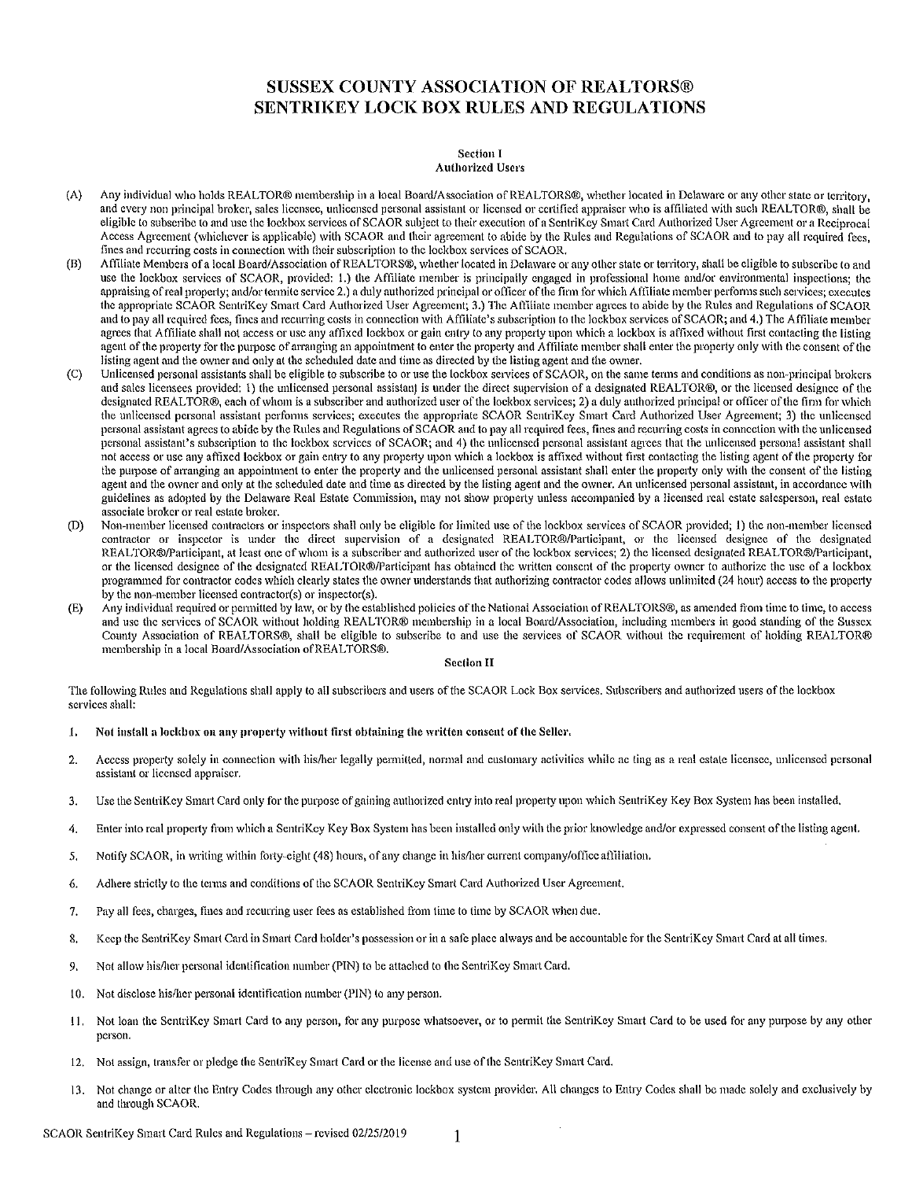# SUSSEX COUNTY ASSOCIATION OF REALTORS® SENTRIKEY LOCK BOX RULES AND REGULATIONS

## Section I
### Authorized Users

(A) Any individual who holds REALTOR® membership in a local Board/Association of REALTORS®, whether located in Delaware or any other state or territory, and every non principal broker, sales licensee, unlicensed personal assistant or licensed or certified appraiser who is affiliated with such REALTOR®, shall be eligible to subscribe to and use the lockbox services of SCAOR subject to their execution of a SentriKey Smart Card Authorized User Agreement or a Reciprocal Access Agreement (whichever is applicable) with SCAOR and their agreement to abide by the Rules and Regulations of SCAOR and to pay all required fees, fines and recurring costs in connection with their subscription to the lockbox services of SCAOR.

(B) Affiliate Members of a local Board/Association of REALTORS®, whether located in Delaware or any other state or territory, shall be eligible to subscribe to and use the lockbox services of SCAOR, provided: 1.) the Affiliate member is principally engaged in professional home and/or environmental inspections; the appraising of real property; and/or termite service 2.) a duly authorized principal or officer of the firm for which Affiliate member performs such services; executes the appropriate SCAOR SentriKey Smart Card Authorized User Agreement; 3.) The Affiliate member agrees to abide by the Rules and Regulations of SCAOR and to pay all required fees, fines and recurring costs in connection with Affiliate's subscription to the lockbox services of SCAOR; and 4.) The Affiliate member agrees that Affiliate shall not access or use any affixed lockbox or gain entry to any property upon which a lockbox is affixed without first contacting the listing agent of the property for the purpose of arranging an appointment to enter the property and Affiliate member shall enter the property only with the consent of the listing agent and the owner and only at the scheduled date and time as directed by the listing agent and the owner.

(C) Unlicensed personal assistants shall be eligible to subscribe to or use the lockbox services of SCAOR, on the same terms and conditions as non-principal brokers and sales licensees provided: 1) the unlicensed personal assistant is under the direct supervision of a designated REALTOR®, or the licensed designee of the designated REALTOR®, each of whom is a subscriber and authorized user of the lockbox services; 2) a duly authorized principal or officer of the firm for which the unlicensed personal assistant performs services; executes the appropriate SCAOR SentriKey Smart Card Authorized User Agreement; 3) the unlicensed personal assistant agrees to abide by the Rules and Regulations of SCAOR and to pay all required fees, fines and recurring costs in connection with the unlicensed personal assistant's subscription to the lockbox services of SCAOR; and 4) the unlicensed personal assistant agrees that the unlicensed personal assistant shall not access or use any affixed lockbox or gain entry to any property upon which a lockbox is affixed without first contacting the listing agent of the property for the purpose of arranging an appointment to enter the property and the unlicensed personal assistant shall enter the property only with the consent of the listing agent and the owner and only at the scheduled date and time as directed by the listing agent and the owner. An unlicensed personal assistant, in accordance with guidelines as adopted by the Delaware Real Estate Commission, may not show property unless accompanied by a licensed real estate salesperson, real estate associate broker or real estate broker.

(D) Non-member licensed contractors or inspectors shall only be eligible for limited use of the lockbox services of SCAOR provided; 1) the non-member licensed contractor or inspector is under the direct supervision of a designated REALTOR®/Participant, or the licensed designee of the designated REALTOR®/Participant, at least one of whom is a subscriber and authorized user of the lockbox services; 2) the licensed designated REALTOR®/Participant, or the licensed designee of the designated REALTOR®/Participant has obtained the written consent of the property owner to authorize the use of a lockbox programmed for contractor codes which clearly states the owner understands that authorizing contractor codes allows unlimited (24 hour) access to the property by the non-member licensed contractor(s) or inspector(s).

(E) Any individual required or permitted by law, or by the established policies of the National Association of REALTORS®, as amended from time to time, to access and use the services of SCAOR without holding REALTOR® membership in a local Board/Association, including members in good standing of the Sussex County Association of REALTORS®, shall be eligible to subscribe to and use the services of SCAOR without the requirement of holding REALTOR® membership in a local Board/Association of REALTORS®.

## Section II

The following Rules and Regulations shall apply to all subscribers and users of the SCAOR Lock Box services. Subscribers and authorized users of the lockbox services shall:

1. **Not install a lockbox on any property without first obtaining the written consent of the Seller.**

2. Access property solely in connection with his/her legally permitted, normal and customary activities while ac ting as a real estate licensee, unlicensed personal assistant or licensed appraiser.

3. Use the SentriKey Smart Card only for the purpose of gaining authorized entry into real property upon which SentriKey Key Box System has been installed.

4. Enter into real property from which a SentriKey Key Box System has been installed only with the prior knowledge and/or expressed consent of the listing agent.

5. Notify SCAOR, in writing within forty-eight (48) hours, of any change in his/her current company/office affiliation.

6. Adhere strictly to the terms and conditions of the SCAOR SentriKey Smart Card Authorized User Agreement.

7. Pay all fees, charges, fines and recurring user fees as established from time to time by SCAOR when due.

8. Keep the SentriKey Smart Card in Smart Card holder's possession or in a safe place always and be accountable for the SentriKey Smart Card at all times.

9. Not allow his/her personal identification number (PIN) to be attached to the SentriKey Smart Card.

10. Not disclose his/her personal identification number (PIN) to any person.

11. Not loan the SentriKey Smart Card to any person, for any purpose whatsoever, or to permit the SentriKey Smart Card to be used for any purpose by any other person.

12. Not assign, transfer or pledge the SentriKey Smart Card or the license and use of the SentriKey Smart Card.

13. Not change or alter the Entry Codes through any other electronic lockbox system provider. All changes to Entry Codes shall be made solely and exclusively by and through SCAOR.

SCAOR SentriKey Smart Card Rules and Regulations – revised 02/25/2019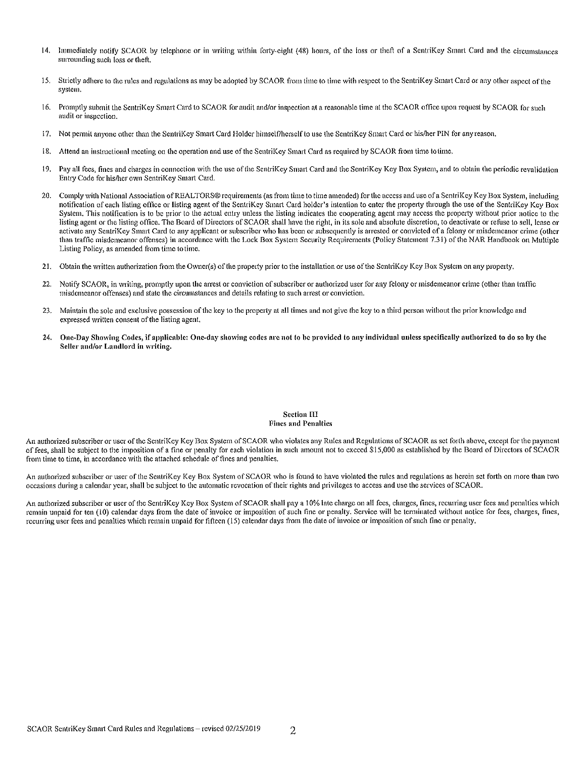14. Immediately notify SCAOR by telephone or in writing within forty-eight (48) hours, of the loss or theft of a SentriKey Smart Card and the circumstances surrounding such loss or theft.

15. Strictly adhere to the rules and regulations as may be adopted by SCAOR from time to time with respect to the SentriKey Smart Card or any other aspect of the system.

16. Promptly submit the SentriKey Smart Card to SCAOR for audit and/or inspection at a reasonable time at the SCAOR office upon request by SCAOR for such audit or inspection.

17. Not permit anyone other than the SentriKey Smart Card Holder himself/herself to use the SentriKey Smart Card or his/her PIN for any reason.

18. Attend an instructional meeting on the operation and use of the SentriKey Smart Card as required by SCAOR from time to time.

19. Pay all fees, fines and charges in connection with the use of the SentriKey Smart Card and the SentriKey Key Box System, and to obtain the periodic revalidation Entry Code for his/her own SentriKey Smart Card.

20. Comply with National Association of REALTORS® requirements (as from time to time amended) for the access and use of a SentriKey Key Box System, including notification of each listing office or listing agent of the SentriKey Smart Card holder's intention to enter the property through the use of the SentriKey Key Box System. This notification is to be prior to the actual entry unless the listing indicates the cooperating agent may access the property without prior notice to the listing agent or the listing office. The Board of Directors of SCAOR shall have the right, in its sole and absolute discretion, to deactivate or refuse to sell, lease or activate any SentriKey Smart Card to any applicant or subscriber who has been or subsequently is arrested or convicted of a felony or misdemeanor crime (other than traffic misdemeanor offenses) in accordance with the Lock Box System Security Requirements (Policy Statement 7.31) of the NAR Handbook on Multiple Listing Policy, as amended from time to time.

21. Obtain the written authorization from the Owner(s) of the property prior to the installation or use of the SentriKey Key Box System on any property.

22. Notify SCAOR, in writing, promptly upon the arrest or conviction of subscriber or authorized user for any felony or misdemeanor crime (other than traffic misdemeanor offenses) and state the circumstances and details relating to such arrest or conviction.

23. Maintain the sole and exclusive possession of the key to the property at all times and not give the key to a third person without the prior knowledge and expressed written consent of the listing agent.

24. **One-Day Showing Codes, if applicable: One-day showing codes are not to be provided to any individual unless specifically authorized to do so by the Seller and/or Landlord in writing.**

## Section III
## Fines and Penalties

An authorized subscriber or user of the SentriKey Key Box System of SCAOR who violates any Rules and Regulations of SCAOR as set forth above, except for the payment of fees, shall be subject to the imposition of a fine or penalty for each violation in such amount not to exceed $15,000 as established by the Board of Directors of SCAOR from time to time, in accordance with the attached schedule of fines and penalties.

An authorized subscriber or user of the SentriKey Key Box System of SCAOR who is found to have violated the rules and regulations as herein set forth on more than two occasions during a calendar year, shall be subject to the automatic revocation of their rights and privileges to access and use the services of SCAOR.

An authorized subscriber or user of the SentriKey Key Box System of SCAOR shall pay a 10% late charge on all fees, charges, fines, recurring user fees and penalties which remain unpaid for ten (10) calendar days from the date of invoice or imposition of such fine or penalty. Service will be terminated without notice for fees, charges, fines, recurring user fees and penalties which remain unpaid for fifteen (15) calendar days from the date of invoice or imposition of such fine or penalty.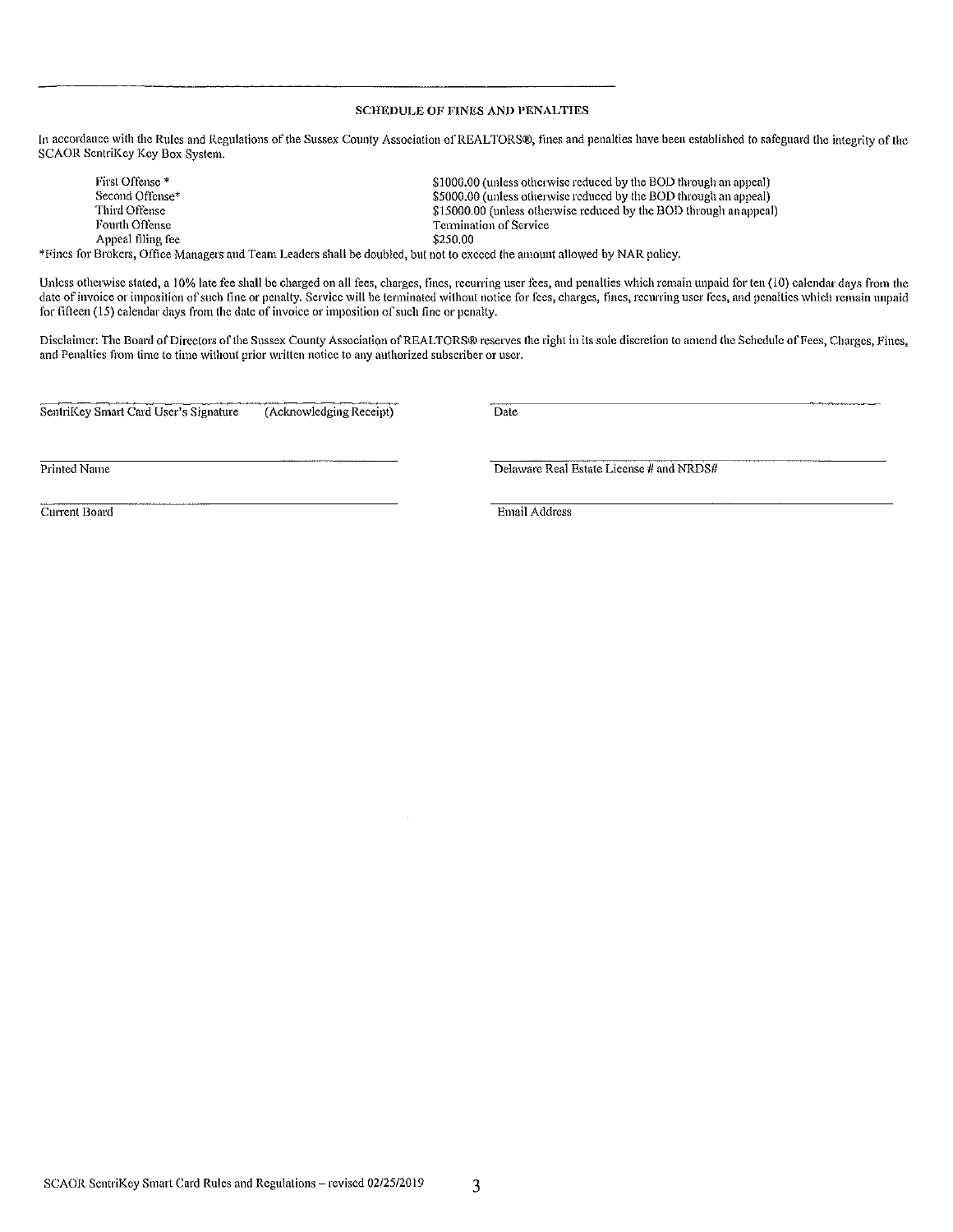## SCHEDULE OF FINES AND PENALTIES

In accordance with the Rules and Regulations of the Sussex County Association of REALTORS®, fines and penalties have been established to safeguard the integrity of the SCAOR SentriKey Key Box System.

| | |
|---|---|
| First Offense * | $1000.00 (unless otherwise reduced by the BOD through an appeal) |
| Second Offense* | $5000.00 (unless otherwise reduced by the BOD through an appeal) |
| Third Offense | $15000.00 (unless otherwise reduced by the BOD through an appeal) |
| Fourth Offense | Termination of Service |
| Appeal filing fee | $250.00 |

*Fines for Brokers, Office Managers and Team Leaders shall be doubled, but not to exceed the amount allowed by NAR policy.

Unless otherwise stated, a 10% late fee shall be charged on all fees, charges, fines, recurring user fees, and penalties which remain unpaid for ten (10) calendar days from the date of invoice or imposition of such fine or penalty. Service will be terminated without notice for fees, charges, fines, recurring user fees, and penalties which remain unpaid for fifteen (15) calendar days from the date of invoice or imposition of such fine or penalty.

Disclaimer: The Board of Directors of the Sussex County Association of REALTORS® reserves the right in its sole discretion to amend the Schedule of Fees, Charges, Fines, and Penalties from time to time without prior written notice to any authorized subscriber or user.

SentriKey Smart Card User's Signature (Acknowledging Receipt) ____________________

Date ____________________

Printed Name ____________________

Delaware Real Estate License # and NRDS# ____________________

Current Board ____________________

Email Address ____________________